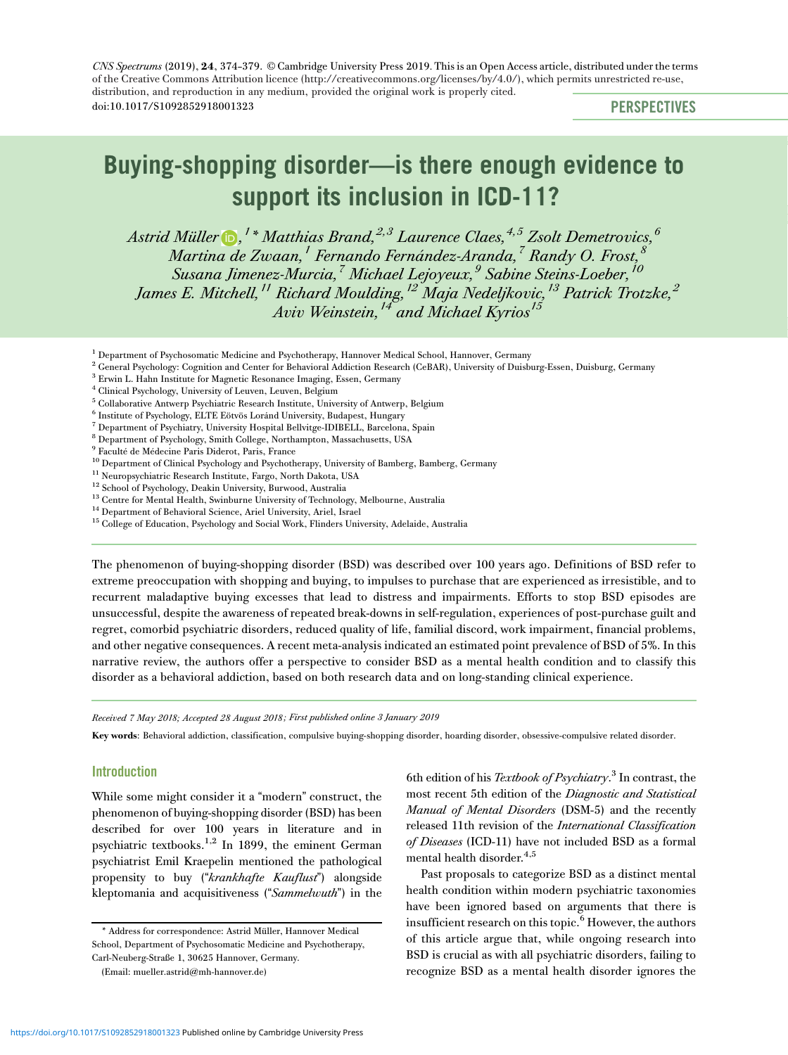CNS Spectrums (2019), 24, 374–379. © Cambridge University Press 2019. This is an Open Access article, distributed under the terms of the Creative Commons Attribution licence (http://creativecommons.org/licenses/by/4.0/), which permits unrestricted re-use, distribution, and reproduction in any medium, provided the original work is properly cited.
doi:10.1017/S1092852918001323

**PERSPECTIVES**

# Buying-shopping disorder—is there enough evidence to support its inclusion in ICD-11?

*Astrid Müller,[1]\* Matthias Brand,[2,3] Laurence Claes,[4,5] Zsolt Demetrovics,[6] Martina de Zwaan,[1] Fernando Fernández-Aranda,[7] Randy O. Frost,[8] Susana Jimenez-Murcia,[7] Michael Lejoyeux,[9] Sabine Steins-Loeber,[10] James E. Mitchell,[11] Richard Moulding,[12] Maja Nedeljkovic,[13] Patrick Trotzke,[2] Aviv Weinstein,[14] and Michael Kyrios[15]*

[1] Department of Psychosomatic Medicine and Psychotherapy, Hannover Medical School, Hannover, Germany
[2] General Psychology: Cognition and Center for Behavioral Addiction Research (CeBAR), University of Duisburg-Essen, Duisburg, Germany
[3] Erwin L. Hahn Institute for Magnetic Resonance Imaging, Essen, Germany
[4] Clinical Psychology, University of Leuven, Leuven, Belgium
[5] Collaborative Antwerp Psychiatric Research Institute, University of Antwerp, Belgium
[6] Institute of Psychology, ELTE Eötvös Loránd University, Budapest, Hungary
[7] Department of Psychiatry, University Hospital Bellvitge-IDIBELL, Barcelona, Spain
[8] Department of Psychology, Smith College, Northampton, Massachusetts, USA
[9] Faculté de Médecine Paris Diderot, Paris, France
[10] Department of Clinical Psychology and Psychotherapy, University of Bamberg, Bamberg, Germany
[11] Neuropsychiatric Research Institute, Fargo, North Dakota, USA
[12] School of Psychology, Deakin University, Burwood, Australia
[13] Centre for Mental Health, Swinburne University of Technology, Melbourne, Australia
[14] Department of Behavioral Science, Ariel University, Ariel, Israel
[15] College of Education, Psychology and Social Work, Flinders University, Adelaide, Australia

The phenomenon of buying-shopping disorder (BSD) was described over 100 years ago. Definitions of BSD refer to extreme preoccupation with shopping and buying, to impulses to purchase that are experienced as irresistible, and to recurrent maladaptive buying excesses that lead to distress and impairments. Efforts to stop BSD episodes are unsuccessful, despite the awareness of repeated break-downs in self-regulation, experiences of post-purchase guilt and regret, comorbid psychiatric disorders, reduced quality of life, familial discord, work impairment, financial problems, and other negative consequences. A recent meta-analysis indicated an estimated point prevalence of BSD of 5%. In this narrative review, the authors offer a perspective to consider BSD as a mental health condition and to classify this disorder as a behavioral addiction, based on both research data and on long-standing clinical experience.

*Received 7 May 2018; Accepted 28 August 2018; First published online 3 January 2019*

**Key words**: Behavioral addiction, classification, compulsive buying-shopping disorder, hoarding disorder, obsessive-compulsive related disorder.

## Introduction

While some might consider it a "modern" construct, the phenomenon of buying-shopping disorder (BSD) has been described for over 100 years in literature and in psychiatric textbooks.[1,2] In 1899, the eminent German psychiatrist Emil Kraepelin mentioned the pathological propensity to buy ("*krankhafte Kauflust*") alongside kleptomania and acquisitiveness ("*Sammelwuth*") in the 6th edition of his *Textbook of Psychiatry*.[3] In contrast, the most recent 5th edition of the *Diagnostic and Statistical Manual of Mental Disorders* (DSM-5) and the recently released 11th revision of the *International Classification of Diseases* (ICD-11) have not included BSD as a formal mental health disorder.[4,5]

Past proposals to categorize BSD as a distinct mental health condition within modern psychiatric taxonomies have been ignored based on arguments that there is insufficient research on this topic.[6] However, the authors of this article argue that, while ongoing research into BSD is crucial as with all psychiatric disorders, failing to recognize BSD as a mental health disorder ignores the

\* Address for correspondence: Astrid Müller, Hannover Medical School, Department of Psychosomatic Medicine and Psychotherapy, Carl-Neuberg-Straße 1, 30625 Hannover, Germany.
(Email: mueller.astrid@mh-hannover.de)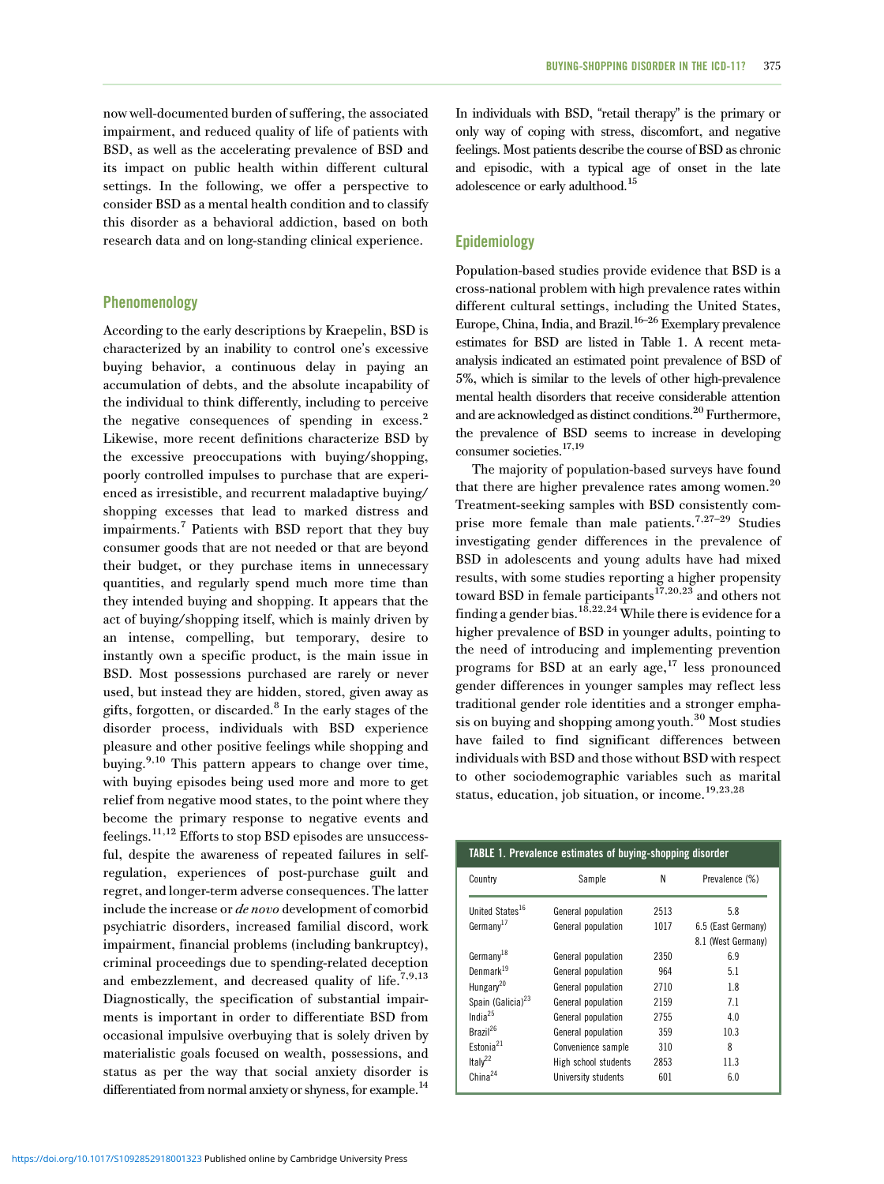now well-documented burden of suffering, the associated impairment, and reduced quality of life of patients with BSD, as well as the accelerating prevalence of BSD and its impact on public health within different cultural settings. In the following, we offer a perspective to consider BSD as a mental health condition and to classify this disorder as a behavioral addiction, based on both research data and on long-standing clinical experience.

## Phenomenology

According to the early descriptions by Kraepelin, BSD is characterized by an inability to control one's excessive buying behavior, a continuous delay in paying an accumulation of debts, and the absolute incapability of the individual to think differently, including to perceive the negative consequences of spending in excess.[2] Likewise, more recent definitions characterize BSD by the excessive preoccupations with buying/shopping, poorly controlled impulses to purchase that are experienced as irresistible, and recurrent maladaptive buying/shopping excesses that lead to marked distress and impairments.[7] Patients with BSD report that they buy consumer goods that are not needed or that are beyond their budget, or they purchase items in unnecessary quantities, and regularly spend much more time than they intended buying and shopping. It appears that the act of buying/shopping itself, which is mainly driven by an intense, compelling, but temporary, desire to instantly own a specific product, is the main issue in BSD. Most possessions purchased are rarely or never used, but instead they are hidden, stored, given away as gifts, forgotten, or discarded.[8] In the early stages of the disorder process, individuals with BSD experience pleasure and other positive feelings while shopping and buying.[9,10] This pattern appears to change over time, with buying episodes being used more and more to get relief from negative mood states, to the point where they become the primary response to negative events and feelings.[11,12] Efforts to stop BSD episodes are unsuccessful, despite the awareness of repeated failures in self-regulation, experiences of post-purchase guilt and regret, and longer-term adverse consequences. The latter include the increase or *de novo* development of comorbid psychiatric disorders, increased familial discord, work impairment, financial problems (including bankruptcy), criminal proceedings due to spending-related deception and embezzlement, and decreased quality of life.[7,9,13] Diagnostically, the specification of substantial impairments is important in order to differentiate BSD from occasional impulsive overbuying that is solely driven by materialistic goals focused on wealth, possessions, and status as per the way that social anxiety disorder is differentiated from normal anxiety or shyness, for example.[14]

In individuals with BSD, "retail therapy" is the primary or only way of coping with stress, discomfort, and negative feelings. Most patients describe the course of BSD as chronic and episodic, with a typical age of onset in the late adolescence or early adulthood.[15]

## Epidemiology

Population-based studies provide evidence that BSD is a cross-national problem with high prevalence rates within different cultural settings, including the United States, Europe, China, India, and Brazil.[16–26] Exemplary prevalence estimates for BSD are listed in Table 1. A recent meta-analysis indicated an estimated point prevalence of BSD of 5%, which is similar to the levels of other high-prevalence mental health disorders that receive considerable attention and are acknowledged as distinct conditions.[20] Furthermore, the prevalence of BSD seems to increase in developing consumer societies.[17,19]

The majority of population-based surveys have found that there are higher prevalence rates among women.[20] Treatment-seeking samples with BSD consistently comprise more female than male patients.[7,27–29] Studies investigating gender differences in the prevalence of BSD in adolescents and young adults have had mixed results, with some studies reporting a higher propensity toward BSD in female participants[17,20,23] and others not finding a gender bias.[18,22,24] While there is evidence for a higher prevalence of BSD in younger adults, pointing to the need of introducing and implementing prevention programs for BSD at an early age,[17] less pronounced gender differences in younger samples may reflect less traditional gender role identities and a stronger emphasis on buying and shopping among youth.[30] Most studies have failed to find significant differences between individuals with BSD and those without BSD with respect to other sociodemographic variables such as marital status, education, job situation, or income.[19,23,28]

**TABLE 1. Prevalence estimates of buying-shopping disorder**

| Country | Sample | N | Prevalence (%) |
|---|---|---|---|
| United States[16] | General population | 2513 | 5.8 |
| Germany[17] | General population | 1017 | 6.5 (East Germany) 8.1 (West Germany) |
| Germany[18] | General population | 2350 | 6.9 |
| Denmark[19] | General population | 964 | 5.1 |
| Hungary[20] | General population | 2710 | 1.8 |
| Spain (Galicia)[23] | General population | 2159 | 7.1 |
| India[25] | General population | 2755 | 4.0 |
| Brazil[26] | General population | 359 | 10.3 |
| Estonia[21] | Convenience sample | 310 | 8 |
| Italy[22] | High school students | 2853 | 11.3 |
| China[24] | University students | 601 | 6.0 |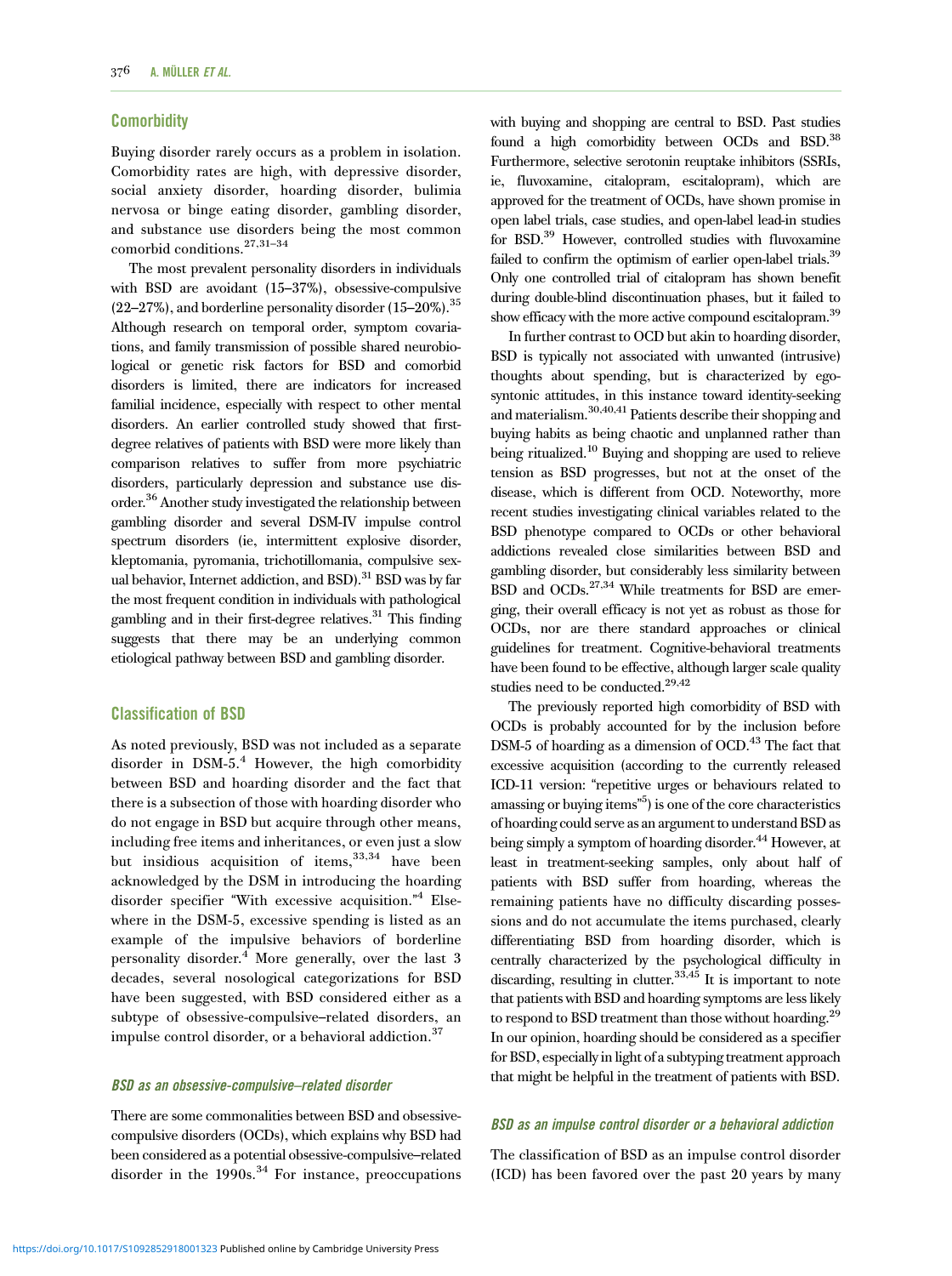## Comorbidity

Buying disorder rarely occurs as a problem in isolation. Comorbidity rates are high, with depressive disorder, social anxiety disorder, hoarding disorder, bulimia nervosa or binge eating disorder, gambling disorder, and substance use disorders being the most common comorbid conditions.[27,31–34]

The most prevalent personality disorders in individuals with BSD are avoidant (15–37%), obsessive-compulsive (22–27%), and borderline personality disorder (15–20%).[35] Although research on temporal order, symptom covariations, and family transmission of possible shared neurobiological or genetic risk factors for BSD and comorbid disorders is limited, there are indicators for increased familial incidence, especially with respect to other mental disorders. An earlier controlled study showed that first-degree relatives of patients with BSD were more likely than comparison relatives to suffer from more psychiatric disorders, particularly depression and substance use disorder.[36] Another study investigated the relationship between gambling disorder and several DSM-IV impulse control spectrum disorders (ie, intermittent explosive disorder, kleptomania, pyromania, trichotillomania, compulsive sexual behavior, Internet addiction, and BSD).[31] BSD was by far the most frequent condition in individuals with pathological gambling and in their first-degree relatives.[31] This finding suggests that there may be an underlying common etiological pathway between BSD and gambling disorder.

## Classification of BSD

As noted previously, BSD was not included as a separate disorder in DSM-5.[4] However, the high comorbidity between BSD and hoarding disorder and the fact that there is a subsection of those with hoarding disorder who do not engage in BSD but acquire through other means, including free items and inheritances, or even just a slow but insidious acquisition of items,[33,34] have been acknowledged by the DSM in introducing the hoarding disorder specifier "With excessive acquisition."[4] Elsewhere in the DSM-5, excessive spending is listed as an example of the impulsive behaviors of borderline personality disorder.[4] More generally, over the last 3 decades, several nosological categorizations for BSD have been suggested, with BSD considered either as a subtype of obsessive-compulsive–related disorders, an impulse control disorder, or a behavioral addiction.[37]

### *BSD as an obsessive-compulsive–related disorder*

There are some commonalities between BSD and obsessive-compulsive disorders (OCDs), which explains why BSD had been considered as a potential obsessive-compulsive–related disorder in the 1990s.[34] For instance, preoccupations with buying and shopping are central to BSD. Past studies found a high comorbidity between OCDs and BSD.[38] Furthermore, selective serotonin reuptake inhibitors (SSRIs, ie, fluvoxamine, citalopram, escitalopram), which are approved for the treatment of OCDs, have shown promise in open label trials, case studies, and open-label lead-in studies for BSD.[39] However, controlled studies with fluvoxamine failed to confirm the optimism of earlier open-label trials.[39] Only one controlled trial of citalopram has shown benefit during double-blind discontinuation phases, but it failed to show efficacy with the more active compound escitalopram.[39]

In further contrast to OCD but akin to hoarding disorder, BSD is typically not associated with unwanted (intrusive) thoughts about spending, but is characterized by ego-syntonic attitudes, in this instance toward identity-seeking and materialism.[30,40,41] Patients describe their shopping and buying habits as being chaotic and unplanned rather than being ritualized.[10] Buying and shopping are used to relieve tension as BSD progresses, but not at the onset of the disease, which is different from OCD. Noteworthy, more recent studies investigating clinical variables related to the BSD phenotype compared to OCDs or other behavioral addictions revealed close similarities between BSD and gambling disorder, but considerably less similarity between BSD and OCDs.[27,34] While treatments for BSD are emerging, their overall efficacy is not yet as robust as those for OCDs, nor are there standard approaches or clinical guidelines for treatment. Cognitive-behavioral treatments have been found to be effective, although larger scale quality studies need to be conducted.[29,42]

The previously reported high comorbidity of BSD with OCDs is probably accounted for by the inclusion before DSM-5 of hoarding as a dimension of OCD.[43] The fact that excessive acquisition (according to the currently released ICD-11 version: "repetitive urges or behaviours related to amassing or buying items"[5]) is one of the core characteristics of hoarding could serve as an argument to understand BSD as being simply a symptom of hoarding disorder.[44] However, at least in treatment-seeking samples, only about half of patients with BSD suffer from hoarding, whereas the remaining patients have no difficulty discarding possessions and do not accumulate the items purchased, clearly differentiating BSD from hoarding disorder, which is centrally characterized by the psychological difficulty in discarding, resulting in clutter.[33,45] It is important to note that patients with BSD and hoarding symptoms are less likely to respond to BSD treatment than those without hoarding.[29] In our opinion, hoarding should be considered as a specifier for BSD, especially in light of a subtyping treatment approach that might be helpful in the treatment of patients with BSD.

### *BSD as an impulse control disorder or a behavioral addiction*

The classification of BSD as an impulse control disorder (ICD) has been favored over the past 20 years by many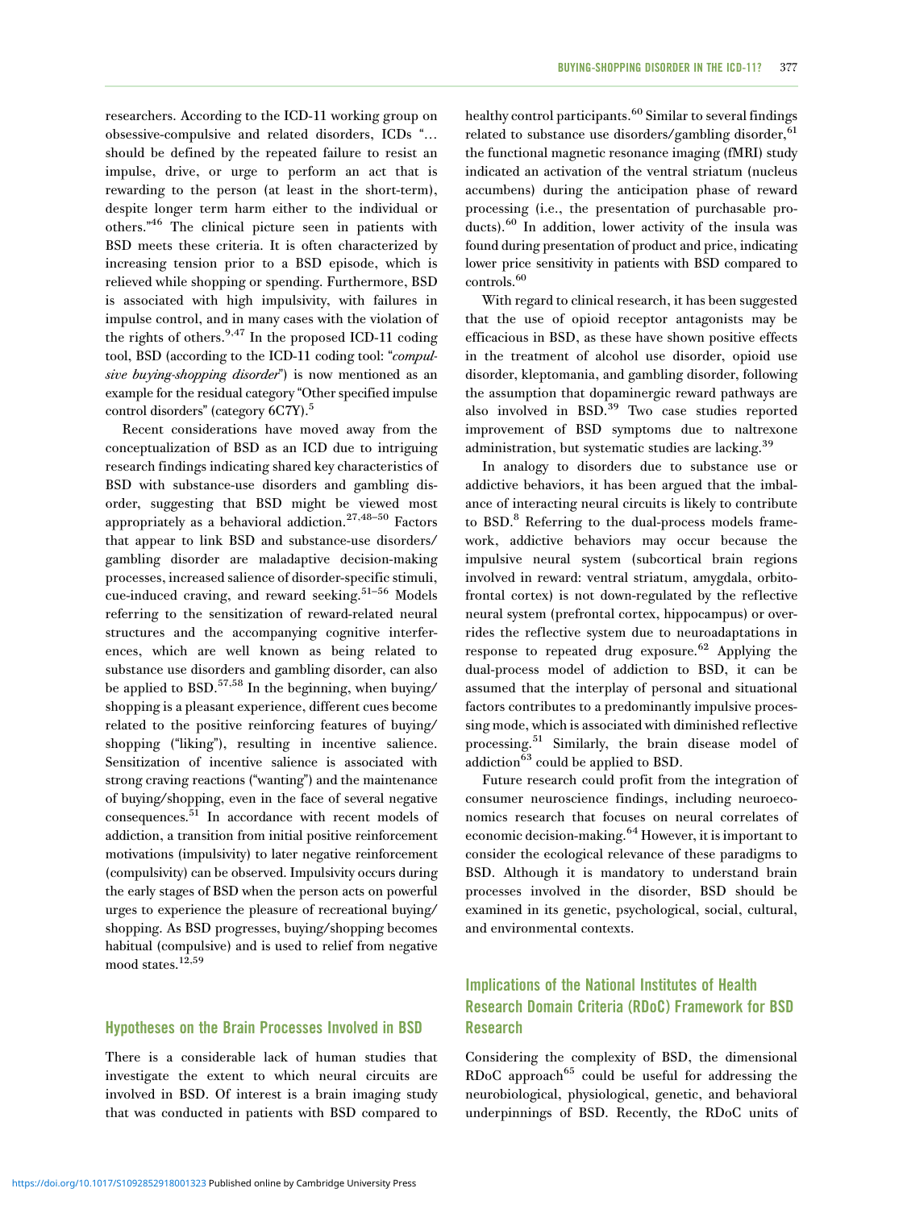researchers. According to the ICD-11 working group on obsessive-compulsive and related disorders, ICDs "… should be defined by the repeated failure to resist an impulse, drive, or urge to perform an act that is rewarding to the person (at least in the short-term), despite longer term harm either to the individual or others."[46] The clinical picture seen in patients with BSD meets these criteria. It is often characterized by increasing tension prior to a BSD episode, which is relieved while shopping or spending. Furthermore, BSD is associated with high impulsivity, with failures in impulse control, and in many cases with the violation of the rights of others.[9,47] In the proposed ICD-11 coding tool, BSD (according to the ICD-11 coding tool: "*compulsive buying-shopping disorder*") is now mentioned as an example for the residual category "Other specified impulse control disorders" (category 6C7Y).[5]

Recent considerations have moved away from the conceptualization of BSD as an ICD due to intriguing research findings indicating shared key characteristics of BSD with substance-use disorders and gambling disorder, suggesting that BSD might be viewed most appropriately as a behavioral addiction.[27,48–50] Factors that appear to link BSD and substance-use disorders/gambling disorder are maladaptive decision-making processes, increased salience of disorder-specific stimuli, cue-induced craving, and reward seeking.[51–56] Models referring to the sensitization of reward-related neural structures and the accompanying cognitive interferences, which are well known as being related to substance use disorders and gambling disorder, can also be applied to BSD.[57,58] In the beginning, when buying/shopping is a pleasant experience, different cues become related to the positive reinforcing features of buying/shopping ("liking"), resulting in incentive salience. Sensitization of incentive salience is associated with strong craving reactions ("wanting") and the maintenance of buying/shopping, even in the face of several negative consequences.[51] In accordance with recent models of addiction, a transition from initial positive reinforcement motivations (impulsivity) to later negative reinforcement (compulsivity) can be observed. Impulsivity occurs during the early stages of BSD when the person acts on powerful urges to experience the pleasure of recreational buying/shopping. As BSD progresses, buying/shopping becomes habitual (compulsive) and is used to relief from negative mood states.[12,59]

## Hypotheses on the Brain Processes Involved in BSD

There is a considerable lack of human studies that investigate the extent to which neural circuits are involved in BSD. Of interest is a brain imaging study that was conducted in patients with BSD compared to healthy control participants.[60] Similar to several findings related to substance use disorders/gambling disorder,[61] the functional magnetic resonance imaging (fMRI) study indicated an activation of the ventral striatum (nucleus accumbens) during the anticipation phase of reward processing (i.e., the presentation of purchasable products).[60] In addition, lower activity of the insula was found during presentation of product and price, indicating lower price sensitivity in patients with BSD compared to controls.[60]

With regard to clinical research, it has been suggested that the use of opioid receptor antagonists may be efficacious in BSD, as these have shown positive effects in the treatment of alcohol use disorder, opioid use disorder, kleptomania, and gambling disorder, following the assumption that dopaminergic reward pathways are also involved in BSD.[39] Two case studies reported improvement of BSD symptoms due to naltrexone administration, but systematic studies are lacking.[39]

In analogy to disorders due to substance use or addictive behaviors, it has been argued that the imbalance of interacting neural circuits is likely to contribute to BSD.[8] Referring to the dual-process models framework, addictive behaviors may occur because the impulsive neural system (subcortical brain regions involved in reward: ventral striatum, amygdala, orbitofrontal cortex) is not down-regulated by the reflective neural system (prefrontal cortex, hippocampus) or overrides the reflective system due to neuroadaptations in response to repeated drug exposure.[62] Applying the dual-process model of addiction to BSD, it can be assumed that the interplay of personal and situational factors contributes to a predominantly impulsive processing mode, which is associated with diminished reflective processing.[51] Similarly, the brain disease model of addiction[63] could be applied to BSD.

Future research could profit from the integration of consumer neuroscience findings, including neuroeconomics research that focuses on neural correlates of economic decision-making.[64] However, it is important to consider the ecological relevance of these paradigms to BSD. Although it is mandatory to understand brain processes involved in the disorder, BSD should be examined in its genetic, psychological, social, cultural, and environmental contexts.

## Implications of the National Institutes of Health Research Domain Criteria (RDoC) Framework for BSD Research

Considering the complexity of BSD, the dimensional RDoC approach[65] could be useful for addressing the neurobiological, physiological, genetic, and behavioral underpinnings of BSD. Recently, the RDoC units of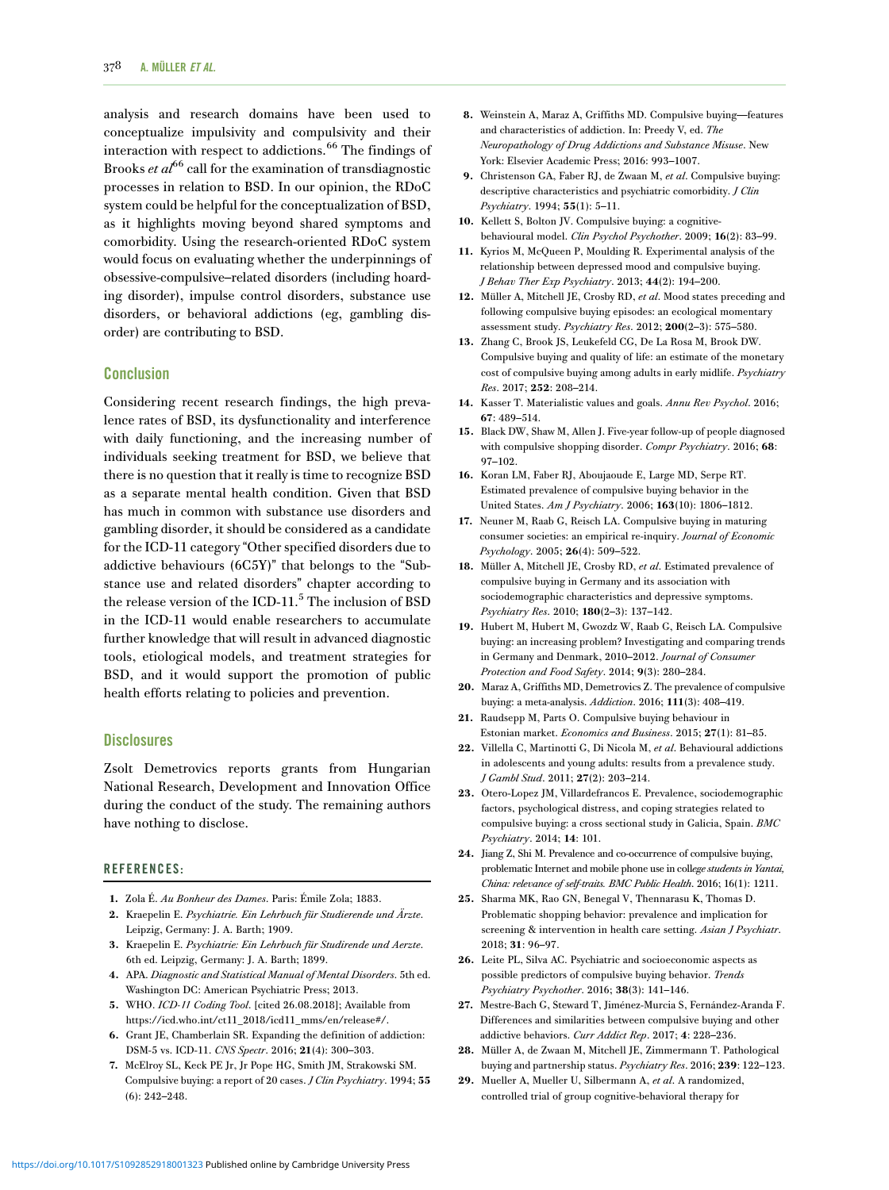analysis and research domains have been used to conceptualize impulsivity and compulsivity and their interaction with respect to addictions.[66] The findings of Brooks *et al*[66] call for the examination of transdiagnostic processes in relation to BSD. In our opinion, the RDoC system could be helpful for the conceptualization of BSD, as it highlights moving beyond shared symptoms and comorbidity. Using the research-oriented RDoC system would focus on evaluating whether the underpinnings of obsessive-compulsive–related disorders (including hoarding disorder), impulse control disorders, substance use disorders, or behavioral addictions (eg, gambling disorder) are contributing to BSD.

## Conclusion

Considering recent research findings, the high prevalence rates of BSD, its dysfunctionality and interference with daily functioning, and the increasing number of individuals seeking treatment for BSD, we believe that there is no question that it really is time to recognize BSD as a separate mental health condition. Given that BSD has much in common with substance use disorders and gambling disorder, it should be considered as a candidate for the ICD-11 category "Other specified disorders due to addictive behaviours (6C5Y)" that belongs to the "Substance use and related disorders" chapter according to the release version of the ICD-11.[5] The inclusion of BSD in the ICD-11 would enable researchers to accumulate further knowledge that will result in advanced diagnostic tools, etiological models, and treatment strategies for BSD, and it would support the promotion of public health efforts relating to policies and prevention.

## Disclosures

Zsolt Demetrovics reports grants from Hungarian National Research, Development and Innovation Office during the conduct of the study. The remaining authors have nothing to disclose.

## REFERENCES:

1. Zola É. *Au Bonheur des Dames*. Paris: Émile Zola; 1883.
2. Kraepelin E. *Psychiatrie. Ein Lehrbuch für Studierende und Ärzte*. Leipzig, Germany: J. A. Barth; 1909.
3. Kraepelin E. *Psychiatrie: Ein Lehrbuch für Studirende und Aerzte*. 6th ed. Leipzig, Germany: J. A. Barth; 1899.
4. APA. *Diagnostic and Statistical Manual of Mental Disorders*. 5th ed. Washington DC: American Psychiatric Press; 2013.
5. WHO. *ICD-11 Coding Tool*. [cited 26.08.2018]; Available from https://icd.who.int/ct11_2018/icd11_mms/en/release#/.
6. Grant JE, Chamberlain SR. Expanding the definition of addiction: DSM-5 vs. ICD-11. *CNS Spectr*. 2016; **21**(4): 300–303.
7. McElroy SL, Keck PE Jr, Jr Pope HG, Smith JM, Strakowski SM. Compulsive buying: a report of 20 cases. *J Clin Psychiatry*. 1994; **55** (6): 242–248.
8. Weinstein A, Maraz A, Griffiths MD. Compulsive buying—features and characteristics of addiction. In: Preedy V, ed. *The Neuropathology of Drug Addictions and Substance Misuse*. New York: Elsevier Academic Press; 2016: 993–1007.
9. Christenson GA, Faber RJ, de Zwaan M, *et al*. Compulsive buying: descriptive characteristics and psychiatric comorbidity. *J Clin Psychiatry*. 1994; **55**(1): 5–11.
10. Kellett S, Bolton JV. Compulsive buying: a cognitive-behavioural model. *Clin Psychol Psychother*. 2009; **16**(2): 83–99.
11. Kyrios M, McQueen P, Moulding R. Experimental analysis of the relationship between depressed mood and compulsive buying. *J Behav Ther Exp Psychiatry*. 2013; **44**(2): 194–200.
12. Müller A, Mitchell JE, Crosby RD, *et al*. Mood states preceding and following compulsive buying episodes: an ecological momentary assessment study. *Psychiatry Res*. 2012; **200**(2–3): 575–580.
13. Zhang C, Brook JS, Leukefeld CG, De La Rosa M, Brook DW. Compulsive buying and quality of life: an estimate of the monetary cost of compulsive buying among adults in early midlife. *Psychiatry Res*. 2017; **252**: 208–214.
14. Kasser T. Materialistic values and goals. *Annu Rev Psychol*. 2016; **67**: 489–514.
15. Black DW, Shaw M, Allen J. Five-year follow-up of people diagnosed with compulsive shopping disorder. *Compr Psychiatry*. 2016; **68**: 97–102.
16. Koran LM, Faber RJ, Aboujaoude E, Large MD, Serpe RT. Estimated prevalence of compulsive buying behavior in the United States. *Am J Psychiatry*. 2006; **163**(10): 1806–1812.
17. Neuner M, Raab G, Reisch LA. Compulsive buying in maturing consumer societies: an empirical re-inquiry. *Journal of Economic Psychology*. 2005; **26**(4): 509–522.
18. Müller A, Mitchell JE, Crosby RD, *et al*. Estimated prevalence of compulsive buying in Germany and its association with sociodemographic characteristics and depressive symptoms. *Psychiatry Res*. 2010; **180**(2–3): 137–142.
19. Hubert M, Hubert M, Gwozdz W, Raab G, Reisch LA. Compulsive buying: an increasing problem? Investigating and comparing trends in Germany and Denmark, 2010–2012. *Journal of Consumer Protection and Food Safety*. 2014; **9**(3): 280–284.
20. Maraz A, Griffiths MD, Demetrovics Z. The prevalence of compulsive buying: a meta-analysis. *Addiction*. 2016; **111**(3): 408–419.
21. Raudsepp M, Parts O. Compulsive buying behaviour in Estonian market. *Economics and Business*. 2015; **27**(1): 81–85.
22. Villella C, Martinotti G, Di Nicola M, *et al*. Behavioural addictions in adolescents and young adults: results from a prevalence study. *J Gambl Stud*. 2011; **27**(2): 203–214.
23. Otero-Lopez JM, Villardefrancos E. Prevalence, sociodemographic factors, psychological distress, and coping strategies related to compulsive buying: a cross sectional study in Galicia, Spain. *BMC Psychiatry*. 2014; **14**: 101.
24. Jiang Z, Shi M. Prevalence and co-occurrence of compulsive buying, problematic Internet and mobile phone use in coll*ege students in Yantai, China: relevance of self-traits. BMC Public Health*. 2016; 16(1): 1211.
25. Sharma MK, Rao GN, Benegal V, Thennarasu K, Thomas D. Problematic shopping behavior: prevalence and implication for screening & intervention in health care setting. *Asian J Psychiatr*. 2018; **31**: 96–97.
26. Leite PL, Silva AC. Psychiatric and socioeconomic aspects as possible predictors of compulsive buying behavior. *Trends Psychiatry Psychother*. 2016; **38**(3): 141–146.
27. Mestre-Bach G, Steward T, Jiménez-Murcia S, Fernández-Aranda F. Differences and similarities between compulsive buying and other addictive behaviors. *Curr Addict Rep*. 2017; **4**: 228–236.
28. Müller A, de Zwaan M, Mitchell JE, Zimmermann T. Pathological buying and partnership status. *Psychiatry Res*. 2016; **239**: 122–123.
29. Mueller A, Mueller U, Silbermann A, *et al*. A randomized, controlled trial of group cognitive-behavioral therapy for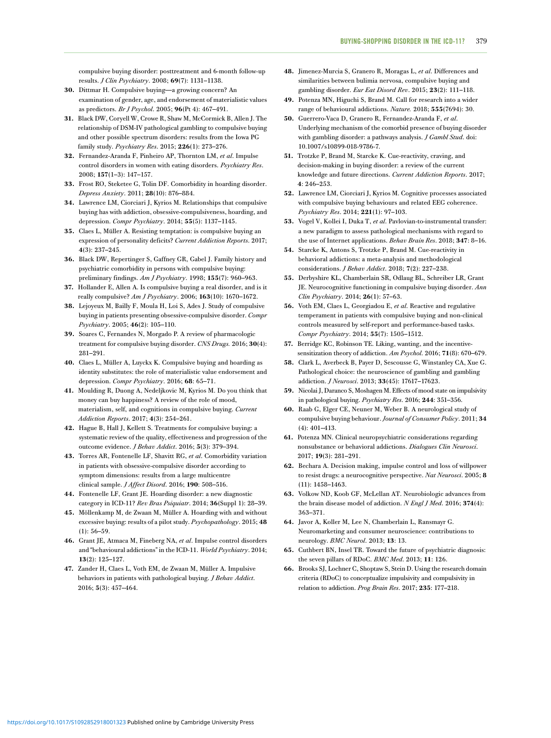compulsive buying disorder: posttreatment and 6-month follow-up results. *J Clin Psychiatry*. 2008; **69**(7): 1131–1138.

30. Dittmar H. Compulsive buying—a growing concern? An examination of gender, age, and endorsement of materialistic values as predictors. *Br J Psychol*. 2005; **96**(Pt 4): 467–491.
31. Black DW, Coryell W, Crowe R, Shaw M, McCormick B, Allen J. The relationship of DSM-IV pathological gambling to compulsive buying and other possible spectrum disorders: results from the Iowa PG family study. *Psychiatry Res*. 2015; **226**(1): 273–276.
32. Fernandez-Aranda F, Pinheiro AP, Thornton LM, *et al*. Impulse control disorders in women with eating disorders. *Psychiatry Res*. 2008; **157**(1–3): 147–157.
33. Frost RO, Steketee G, Tolin DF. Comorbidity in hoarding disorder. *Depress Anxiety*. 2011; **28**(10): 876–884.
34. Lawrence LM, Ciorciari J, Kyrios M. Relationships that compulsive buying has with addiction, obsessive-compulsiveness, hoarding, and depression. *Compr Psychiatry*. 2014; **55**(5): 1137–1145.
35. Claes L, Müller A. Resisting temptation: is compulsive buying an expression of personality deficits? *Current Addiction Reports*. 2017; **4**(3): 237–245.
36. Black DW, Repertinger S, Gaffney GR, Gabel J. Family history and psychiatric comorbidity in persons with compulsive buying: preliminary findings. *Am J Psychiatry*. 1998; **155**(7): 960–963.
37. Hollander E, Allen A. Is compulsive buying a real disorder, and is it really compulsive? *Am J Psychiatry*. 2006; **163**(10): 1670–1672.
38. Lejoyeux M, Bailly F, Moula H, Loi S, Ades J. Study of compulsive buying in patients presenting obsessive-compulsive disorder. *Compr Psychiatry*. 2005; **46**(2): 105–110.
39. Soares C, Fernandes N, Morgado P. A review of pharmacologic treatment for compulsive buying disorder. *CNS Drugs.* 2016; **30**(4): 281–291.
40. Claes L, Müller A, Luyckx K. Compulsive buying and hoarding as identity substitutes: the role of materialistic value endorsement and depression. *Compr Psychiatry*. 2016; **68**: 65–71.
41. Moulding R, Duong A, Nedeljkovic M, Kyrios M. Do you think that money can buy happiness? A review of the role of mood, materialism, self, and cognitions in compulsive buying. *Current Addiction Reports*. 2017; **4**(3): 254–261.
42. Hague B, Hall J, Kellett S. Treatments for compulsive buying: a systematic review of the quality, effectiveness and progression of the outcome evidence. *J Behav Addict*. 2016; **5**(3): 379–394.
43. Torres AR, Fontenelle LF, Shavitt RG, *et al*. Comorbidity variation in patients with obsessive-compulsive disorder according to symptom dimensions: results from a large multicentre clinical sample. *J Affect Disord*. 2016; **190**: 508–516.
44. Fontenelle LF, Grant JE. Hoarding disorder: a new diagnostic category in ICD-11? *Rev Bras Psiquiatr*. 2014; **36**(Suppl 1): 28–39.
45. Möllenkamp M, de Zwaan M, Müller A. Hoarding with and without excessive buying: results of a pilot study. *Psychopathology*. 2015; **48** (1): 56–59.
46. Grant JE, Atmaca M, Fineberg NA, *et al*. Impulse control disorders and "behavioural addictions" in the ICD-11. *World Psychiatry*. 2014; **13**(2): 125–127.
47. Zander H, Claes L, Voth EM, de Zwaan M, Müller A. Impulsive behaviors in patients with pathological buying. *J Behav Addict*. 2016; **5**(3): 457–464.
48. Jimenez-Murcia S, Granero R, Moragas L, *et al*. Differences and similarities between bulimia nervosa, compulsive buying and gambling disorder. *Eur Eat Disord Rev*. 2015; **23**(2): 111–118.
49. Potenza MN, Higuchi S, Brand M. Call for research into a wider range of behavioural addictions. *Nature.* 2018; **555**(7694): 30.
50. Guerrero-Vaca D, Granero R, Fernandez-Aranda F, *et al*. Underlying mechanism of the comorbid presence of buying disorder with gambling disorder: a pathways analysis. *J Gambl Stud*. doi: 10.1007/s10899-018-9786-7.
51. Trotzke P, Brand M, Starcke K. Cue-reactivity, craving, and decision-making in buying disorder: a review of the current knowledge and future directions. *Current Addiction Reports*. 2017; **4**: 246–253.
52. Lawrence LM, Ciorciari J, Kyrios M. Cognitive processes associated with compulsive buying behaviours and related EEG coherence. *Psychiatry Res*. 2014; **221**(1): 97–103.
53. Vogel V, Kollei I, Duka T, *et al*. Pavlovian-to-instrumental transfer: a new paradigm to assess pathological mechanisms with regard to the use of Internet applications. *Behav Brain Res*. 2018; **347**: 8–16.
54. Starcke K, Antons S, Trotzke P, Brand M. Cue-reactivity in behavioral addictions: a meta-analysis and methodological considerations. *J Behav Addict*. 2018; **7**(2): 227–238.
55. Derbyshire KL, Chamberlain SR, Odlaug BL, Schreiber LR, Grant JE. Neurocognitive functioning in compulsive buying disorder. *Ann Clin Psychiatry*. 2014; **26**(1): 57–63.
56. Voth EM, Claes L, Georgiadou E, *et al*. Reactive and regulative temperament in patients with compulsive buying and non-clinical controls measured by self-report and performance-based tasks. *Compr Psychiatry*. 2014; **55**(7): 1505–1512.
57. Berridge KC, Robinson TE. Liking, wanting, and the incentive-sensitization theory of addiction. *Am Psychol*. 2016; **71**(8): 670–679.
58. Clark L, Averbeck B, Payer D, Sescousse G, Winstanley CA, Xue G. Pathological choice: the neuroscience of gambling and gambling addiction. *J Neurosci*. 2013; **33**(45): 17617–17623.
59. Nicolai J, Daranco S, Moshagen M. Effects of mood state on impulsivity in pathological buying. *Psychiatry Res*. 2016; **244**: 351–356.
60. Raab G, Elger CE, Neuner M, Weber B. A neurological study of compulsive buying behaviour. *Journal of Consumer Policy*. 2011; **34** (4): 401–413.
61. Potenza MN. Clinical neuropsychiatric considerations regarding nonsubstance or behavioral addictions. *Dialogues Clin Neurosci*. 2017; **19**(3): 281–291.
62. Bechara A. Decision making, impulse control and loss of willpower to resist drugs: a neurocognitive perspective. *Nat Neurosci*. 2005; **8** (11): 1458–1463.
63. Volkow ND, Koob GF, McLellan AT. Neurobiologic advances from the brain disease model of addiction. *N Engl J Med*. 2016; **374**(4): 363–371.
64. Javor A, Koller M, Lee N, Chamberlain L, Ransmayr G. Neuromarketing and consumer neuroscience: contributions to neurology. *BMC Neurol*. 2013; **13**: 13.
65. Cuthbert BN, Insel TR. Toward the future of psychiatric diagnosis: the seven pillars of RDoC. *BMC Med*. 2013; **11**: 126.
66. Brooks SJ, Lochner C, Shoptaw S, Stein D. Using the research domain criteria (RDoC) to conceptualize impulsivity and compulsivity in relation to addiction. *Prog Brain Res*. 2017; **235**: 177–218.